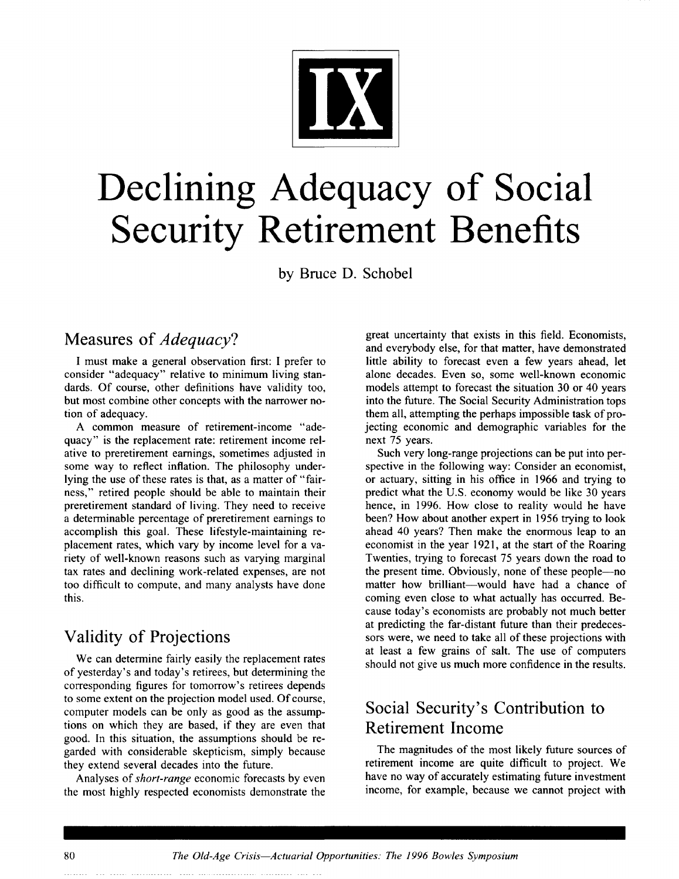# IX

# Declining Adequacy of Social Security Retirement Benefits

by Bruce D. Schobel

## Measures of *Adequacy*?

I must make a general observation first: I prefer to consider "adequacy" relative to minimum living standards. Of course, other definitions have validity too, but most combine other concepts with the narrower notion of adequacy.

A common measure of retirement-income "adequacy" is the replacement rate: retirement income relative to preretirement earnings, sometimes adjusted in some way to reflect inflation. The philosophy underlying the use of these rates is that, as a matter of "fairness," retired people should be able to maintain their preretirement standard of living. They need to receive a determinable percentage of preretirement earnings to accomplish this goal. These lifestyle-maintaining replacement rates, which vary by income level for a variety of well-known reasons such as varying marginal tax rates and declining work-related expenses, are not too difficult to compute, and many analysts have done this.

## Validity of Projections

We can determine fairly easily the replacement rates of yesterday's and today's retirees, but determining the corresponding figures for tomorrow's retirees depends to some extent on the projection model used. Of course, computer models can be only as good as the assumptions on which they are based, if they are even that good. In this situation, the assumptions should be regarded with considerable skepticism, simply because they extend several decades into the future.

Analyses of *short-range* economic forecasts by even the most highly respected economists demonstrate the great uncertainty that exists in this field. Economists, and everybody else, for that matter, have demonstrated little ability to forecast even a few years ahead, let alone decades. Even so, some well-known economic models attempt to forecast the situation 30 or 40 years into the future. The Social Security Administration tops them all, attempting the perhaps impossible task of projecting economic and demographic variables for the next 75 years.

Such very long-range projections can be put into perspective in the following way: Consider an economist, or actuary, sitting in his office in 1966 and trying to predict what the U.S. economy would be like 30 years hence, in 1996. How close to reality would he have been? How about another expert in 1956 trying to look ahead 40 years? Then make the enormous leap to an economist in the year 1921, at the start of the Roaring Twenties, trying to forecast 75 years down the road to the present time. Obviously, none of these people—no matter how brilliant—would have had a chance of coming even close to what actually has occurred. Because today's economists are probably not much better at predicting the far-distant future than their predecessors were, we need to take all of these projections with at least a few grains of salt. The use of computers should not give us much more confidence in the results.

## Social Security's Contribution to Retirement Income

The magnitudes of the most likely future sources of retirement income are quite difficult to project. We have no way of accurately estimating future investment income, for example, because we cannot project with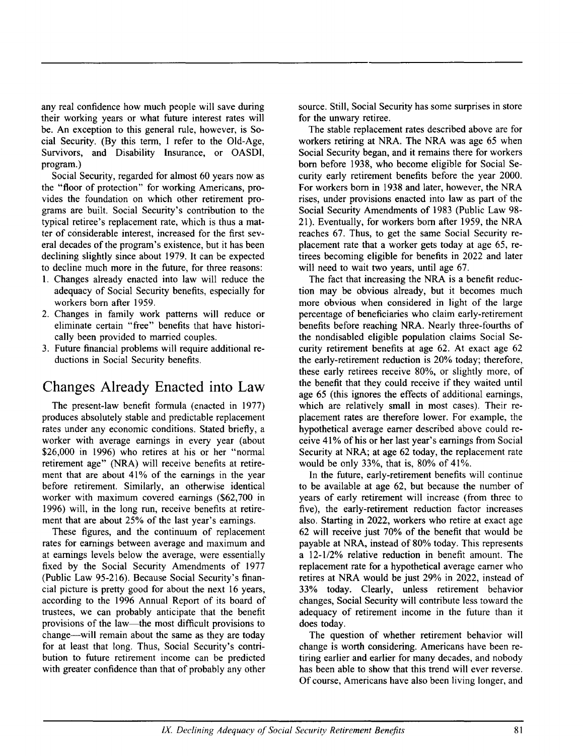any real confidence how much people will save during their working years or what future interest rates will be. An exception to this general rule, however, is Social Security. (By this term, I refer to the Old-Age, Survivors, and Disability Insurance, or OASDI, program.)

Social Security, regarded for almost 60 years now as the "floor of protection" for working Americans, provides the foundation on which other retirement programs are built. Social Security's contribution to the typical retiree's replacement rate, which is thus a matter of considerable interest, increased for the first several decades of the program's existence, but it has been declining slightly since about 1979. It can be expected to decline much more in the future, for three reasons:

1. Changes already enacted into law will reduce the adequacy of Social Security benefits, especially for workers born after 1959.
2. Changes in family work patterns will reduce or eliminate certain "free" benefits that have historically been provided to married couples.
3. Future financial problems will require additional reductions in Social Security benefits.

## Changes Already Enacted into Law

The present-law benefit formula (enacted in 1977) produces absolutely stable and predictable replacement rates under any economic conditions. Stated briefly, a worker with average earnings in every year (about $26,000 in 1996) who retires at his or her "normal retirement age" (NRA) will receive benefits at retirement that are about 41% of the earnings in the year before retirement. Similarly, an otherwise identical worker with maximum covered earnings ($62,700 in 1996) will, in the long run, receive benefits at retirement that are about 25% of the last year's earnings.

These figures, and the continuum of replacement rates for earnings between average and maximum and at earnings levels below the average, were essentially fixed by the Social Security Amendments of 1977 (Public Law 95-216). Because Social Security's financial picture is pretty good for about the next 16 years, according to the 1996 Annual Report of its board of trustees, we can probably anticipate that the benefit provisions of the law—the most difficult provisions to change—will remain about the same as they are today for at least that long. Thus, Social Security's contribution to future retirement income can be predicted with greater confidence than that of probably any other source. Still, Social Security has some surprises in store for the unwary retiree.

The stable replacement rates described above are for workers retiring at NRA. The NRA was age 65 when Social Security began, and it remains there for workers born before 1938, who become eligible for Social Security early retirement benefits before the year 2000. For workers born in 1938 and later, however, the NRA rises, under provisions enacted into law as part of the Social Security Amendments of 1983 (Public Law 98-21). Eventually, for workers born after 1959, the NRA reaches 67. Thus, to get the same Social Security replacement rate that a worker gets today at age 65, retirees becoming eligible for benefits in 2022 and later will need to wait two years, until age 67.

The fact that increasing the NRA is a benefit reduction may be obvious already, but it becomes much more obvious when considered in light of the large percentage of beneficiaries who claim early-retirement benefits before reaching NRA. Nearly three-fourths of the nondisabled eligible population claims Social Security retirement benefits at age 62. At exact age 62 the early-retirement reduction is 20% today; therefore, these early retirees receive 80%, or slightly more, of the benefit that they could receive if they waited until age 65 (this ignores the effects of additional earnings, which are relatively small in most cases). Their replacement rates are therefore lower. For example, the hypothetical average earner described above could receive 41% of his or her last year's earnings from Social Security at NRA; at age 62 today, the replacement rate would be only 33%, that is, 80% of 41%.

In the future, early-retirement benefits will continue to be available at age 62, but because the number of years of early retirement will increase (from three to five), the early-retirement reduction factor increases also. Starting in 2022, workers who retire at exact age 62 will receive just 70% of the benefit that would be payable at NRA, instead of 80% today. This represents a 12-1/2% relative reduction in benefit amount. The replacement rate for a hypothetical average earner who retires at NRA would be just 29% in 2022, instead of 33% today. Clearly, unless retirement behavior changes, Social Security will contribute less toward the adequacy of retirement income in the future than it does today.

The question of whether retirement behavior will change is worth considering. Americans have been retiring earlier and earlier for many decades, and nobody has been able to show that this trend will ever reverse. Of course, Americans have also been living longer, and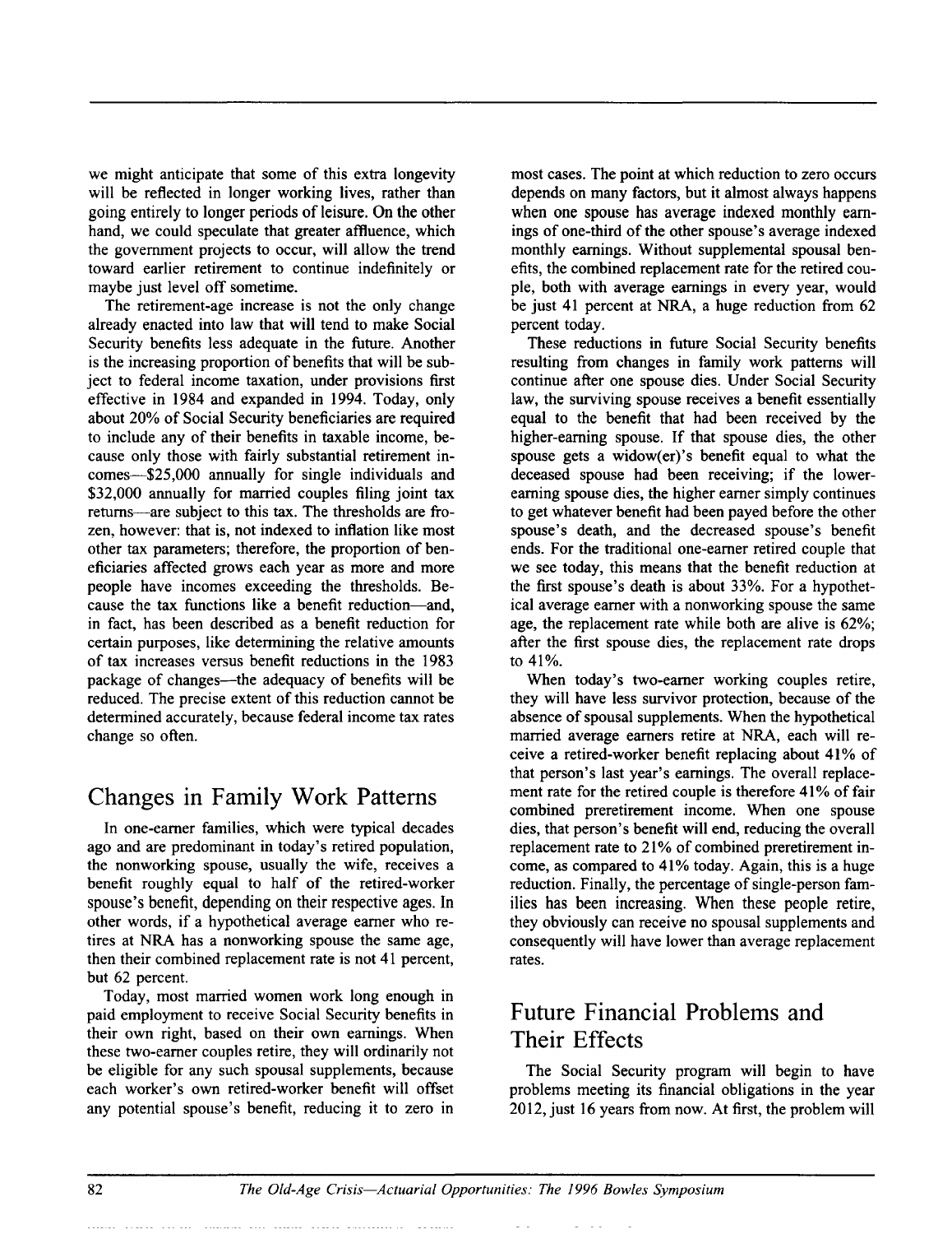we might anticipate that some of this extra longevity will be reflected in longer working lives, rather than going entirely to longer periods of leisure. On the other hand, we could speculate that greater affluence, which the government projects to occur, will allow the trend toward earlier retirement to continue indefinitely or maybe just level off sometime.

The retirement-age increase is not the only change already enacted into law that will tend to make Social Security benefits less adequate in the future. Another is the increasing proportion of benefits that will be subject to federal income taxation, under provisions first effective in 1984 and expanded in 1994. Today, only about 20% of Social Security beneficiaries are required to include any of their benefits in taxable income, because only those with fairly substantial retirement incomes—$25,000 annually for single individuals and $32,000 annually for married couples filing joint tax returns—are subject to this tax. The thresholds are frozen, however: that is, not indexed to inflation like most other tax parameters; therefore, the proportion of beneficiaries affected grows each year as more and more people have incomes exceeding the thresholds. Because the tax functions like a benefit reduction—and, in fact, has been described as a benefit reduction for certain purposes, like determining the relative amounts of tax increases versus benefit reductions in the 1983 package of changes—the adequacy of benefits will be reduced. The precise extent of this reduction cannot be determined accurately, because federal income tax rates change so often.

## Changes in Family Work Patterns

In one-earner families, which were typical decades ago and are predominant in today's retired population, the nonworking spouse, usually the wife, receives a benefit roughly equal to half of the retired-worker spouse's benefit, depending on their respective ages. In other words, if a hypothetical average earner who retires at NRA has a nonworking spouse the same age, then their combined replacement rate is not 41 percent, but 62 percent.

Today, most married women work long enough in paid employment to receive Social Security benefits in their own right, based on their own earnings. When these two-earner couples retire, they will ordinarily not be eligible for any such spousal supplements, because each worker's own retired-worker benefit will offset any potential spouse's benefit, reducing it to zero in most cases. The point at which reduction to zero occurs depends on many factors, but it almost always happens when one spouse has average indexed monthly earnings of one-third of the other spouse's average indexed monthly earnings. Without supplemental spousal benefits, the combined replacement rate for the retired couple, both with average earnings in every year, would be just 41 percent at NRA, a huge reduction from 62 percent today.

These reductions in future Social Security benefits resulting from changes in family work patterns will continue after one spouse dies. Under Social Security law, the surviving spouse receives a benefit essentially equal to the benefit that had been received by the higher-earning spouse. If that spouse dies, the other spouse gets a widow(er)'s benefit equal to what the deceased spouse had been receiving; if the lower-earning spouse dies, the higher earner simply continues to get whatever benefit had been payed before the other spouse's death, and the decreased spouse's benefit ends. For the traditional one-earner retired couple that we see today, this means that the benefit reduction at the first spouse's death is about 33%. For a hypothetical average earner with a nonworking spouse the same age, the replacement rate while both are alive is 62%; after the first spouse dies, the replacement rate drops to 41%.

When today's two-earner working couples retire, they will have less survivor protection, because of the absence of spousal supplements. When the hypothetical married average earners retire at NRA, each will receive a retired-worker benefit replacing about 41% of that person's last year's earnings. The overall replacement rate for the retired couple is therefore 41% of fair combined preretirement income. When one spouse dies, that person's benefit will end, reducing the overall replacement rate to 21% of combined preretirement income, as compared to 41% today. Again, this is a huge reduction. Finally, the percentage of single-person families has been increasing. When these people retire, they obviously can receive no spousal supplements and consequently will have lower than average replacement rates.

## Future Financial Problems and Their Effects

The Social Security program will begin to have problems meeting its financial obligations in the year 2012, just 16 years from now. At first, the problem will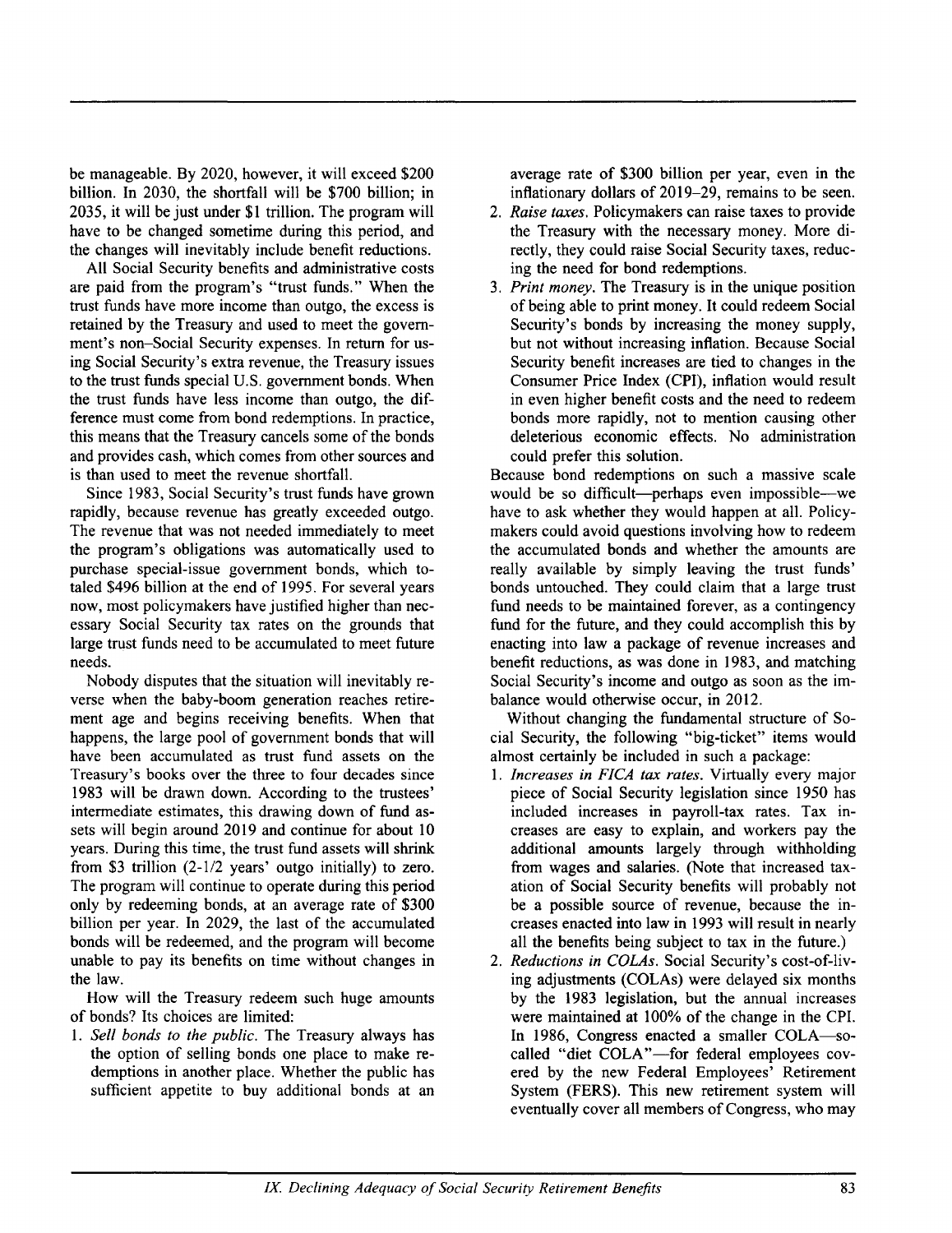be manageable. By 2020, however, it will exceed $200 billion. In 2030, the shortfall will be $700 billion; in 2035, it will be just under $1 trillion. The program will have to be changed sometime during this period, and the changes will inevitably include benefit reductions.

All Social Security benefits and administrative costs are paid from the program's "trust funds." When the trust funds have more income than outgo, the excess is retained by the Treasury and used to meet the government's non–Social Security expenses. In return for using Social Security's extra revenue, the Treasury issues to the trust funds special U.S. government bonds. When the trust funds have less income than outgo, the difference must come from bond redemptions. In practice, this means that the Treasury cancels some of the bonds and provides cash, which comes from other sources and is than used to meet the revenue shortfall.

Since 1983, Social Security's trust funds have grown rapidly, because revenue has greatly exceeded outgo. The revenue that was not needed immediately to meet the program's obligations was automatically used to purchase special-issue government bonds, which totaled $496 billion at the end of 1995. For several years now, most policymakers have justified higher than necessary Social Security tax rates on the grounds that large trust funds need to be accumulated to meet future needs.

Nobody disputes that the situation will inevitably reverse when the baby-boom generation reaches retirement age and begins receiving benefits. When that happens, the large pool of government bonds that will have been accumulated as trust fund assets on the Treasury's books over the three to four decades since 1983 will be drawn down. According to the trustees' intermediate estimates, this drawing down of fund assets will begin around 2019 and continue for about 10 years. During this time, the trust fund assets will shrink from $3 trillion (2-1/2 years' outgo initially) to zero. The program will continue to operate during this period only by redeeming bonds, at an average rate of $300 billion per year. In 2029, the last of the accumulated bonds will be redeemed, and the program will become unable to pay its benefits on time without changes in the law.

How will the Treasury redeem such huge amounts of bonds? Its choices are limited:

1. *Sell bonds to the public.* The Treasury always has the option of selling bonds one place to make redemptions in another place. Whether the public has sufficient appetite to buy additional bonds at an average rate of $300 billion per year, even in the inflationary dollars of 2019–29, remains to be seen.
2. *Raise taxes.* Policymakers can raise taxes to provide the Treasury with the necessary money. More directly, they could raise Social Security taxes, reducing the need for bond redemptions.
3. *Print money.* The Treasury is in the unique position of being able to print money. It could redeem Social Security's bonds by increasing the money supply, but not without increasing inflation. Because Social Security benefit increases are tied to changes in the Consumer Price Index (CPI), inflation would result in even higher benefit costs and the need to redeem bonds more rapidly, not to mention causing other deleterious economic effects. No administration could prefer this solution.

Because bond redemptions on such a massive scale would be so difficult—perhaps even impossible—we have to ask whether they would happen at all. Policymakers could avoid questions involving how to redeem the accumulated bonds and whether the amounts are really available by simply leaving the trust funds' bonds untouched. They could claim that a large trust fund needs to be maintained forever, as a contingency fund for the future, and they could accomplish this by enacting into law a package of revenue increases and benefit reductions, as was done in 1983, and matching Social Security's income and outgo as soon as the imbalance would otherwise occur, in 2012.

Without changing the fundamental structure of Social Security, the following "big-ticket" items would almost certainly be included in such a package:

1. *Increases in FICA tax rates.* Virtually every major piece of Social Security legislation since 1950 has included increases in payroll-tax rates. Tax increases are easy to explain, and workers pay the additional amounts largely through withholding from wages and salaries. (Note that increased taxation of Social Security benefits will probably not be a possible source of revenue, because the increases enacted into law in 1993 will result in nearly all the benefits being subject to tax in the future.)
2. *Reductions in COLAs.* Social Security's cost-of-living adjustments (COLAs) were delayed six months by the 1983 legislation, but the annual increases were maintained at 100% of the change in the CPI. In 1986, Congress enacted a smaller COLA—so-called "diet COLA"—for federal employees covered by the new Federal Employees' Retirement System (FERS). This new retirement system will eventually cover all members of Congress, who may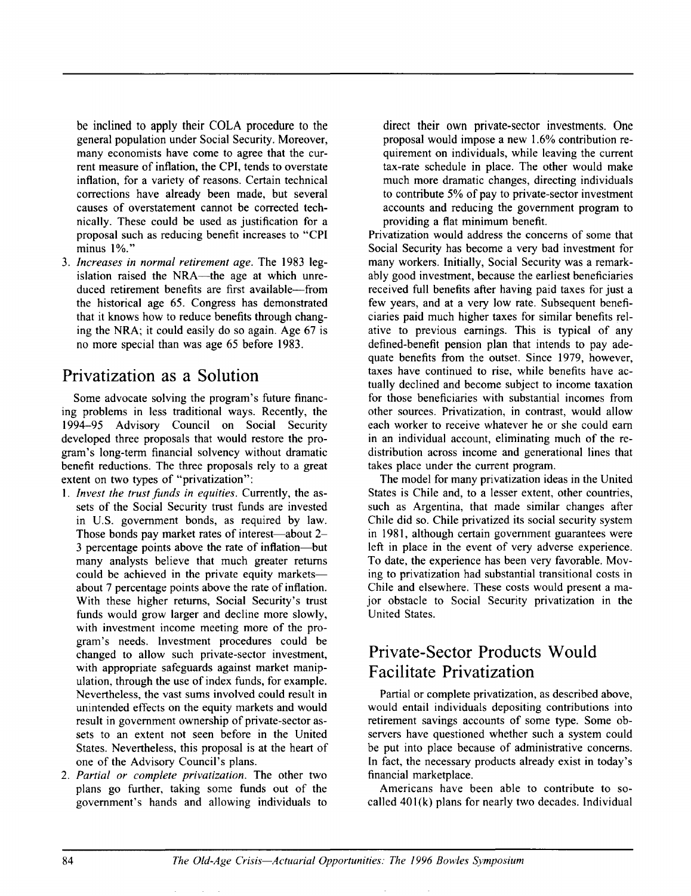be inclined to apply their COLA procedure to the general population under Social Security. Moreover, many economists have come to agree that the current measure of inflation, the CPI, tends to overstate inflation, for a variety of reasons. Certain technical corrections have already been made, but several causes of overstatement cannot be corrected technically. These could be used as justification for a proposal such as reducing benefit increases to "CPI minus 1%."

3. *Increases in normal retirement age.* The 1983 legislation raised the NRA—the age at which unreduced retirement benefits are first available—from the historical age 65. Congress has demonstrated that it knows how to reduce benefits through changing the NRA; it could easily do so again. Age 67 is no more special than was age 65 before 1983.

## Privatization as a Solution

Some advocate solving the program's future financing problems in less traditional ways. Recently, the 1994–95 Advisory Council on Social Security developed three proposals that would restore the program's long-term financial solvency without dramatic benefit reductions. The three proposals rely to a great extent on two types of "privatization":

1. *Invest the trust funds in equities.* Currently, the assets of the Social Security trust funds are invested in U.S. government bonds, as required by law. Those bonds pay market rates of interest—about 2–3 percentage points above the rate of inflation—but many analysts believe that much greater returns could be achieved in the private equity markets—about 7 percentage points above the rate of inflation. With these higher returns, Social Security's trust funds would grow larger and decline more slowly, with investment income meeting more of the program's needs. Investment procedures could be changed to allow such private-sector investment, with appropriate safeguards against market manipulation, through the use of index funds, for example. Nevertheless, the vast sums involved could result in unintended effects on the equity markets and would result in government ownership of private-sector assets to an extent not seen before in the United States. Nevertheless, this proposal is at the heart of one of the Advisory Council's plans.
2. *Partial or complete privatization.* The other two plans go further, taking some funds out of the government's hands and allowing individuals to direct their own private-sector investments. One proposal would impose a new 1.6% contribution requirement on individuals, while leaving the current tax-rate schedule in place. The other would make much more dramatic changes, directing individuals to contribute 5% of pay to private-sector investment accounts and reducing the government program to providing a flat minimum benefit.

Privatization would address the concerns of some that Social Security has become a very bad investment for many workers. Initially, Social Security was a remarkably good investment, because the earliest beneficiaries received full benefits after having paid taxes for just a few years, and at a very low rate. Subsequent beneficiaries paid much higher taxes for similar benefits relative to previous earnings. This is typical of any defined-benefit pension plan that intends to pay adequate benefits from the outset. Since 1979, however, taxes have continued to rise, while benefits have actually declined and become subject to income taxation for those beneficiaries with substantial incomes from other sources. Privatization, in contrast, would allow each worker to receive whatever he or she could earn in an individual account, eliminating much of the redistribution across income and generational lines that takes place under the current program.

The model for many privatization ideas in the United States is Chile and, to a lesser extent, other countries, such as Argentina, that made similar changes after Chile did so. Chile privatized its social security system in 1981, although certain government guarantees were left in place in the event of very adverse experience. To date, the experience has been very favorable. Moving to privatization had substantial transitional costs in Chile and elsewhere. These costs would present a major obstacle to Social Security privatization in the United States.

## Private-Sector Products Would Facilitate Privatization

Partial or complete privatization, as described above, would entail individuals depositing contributions into retirement savings accounts of some type. Some observers have questioned whether such a system could be put into place because of administrative concerns. In fact, the necessary products already exist in today's financial marketplace.

Americans have been able to contribute to so-called 401(k) plans for nearly two decades. Individual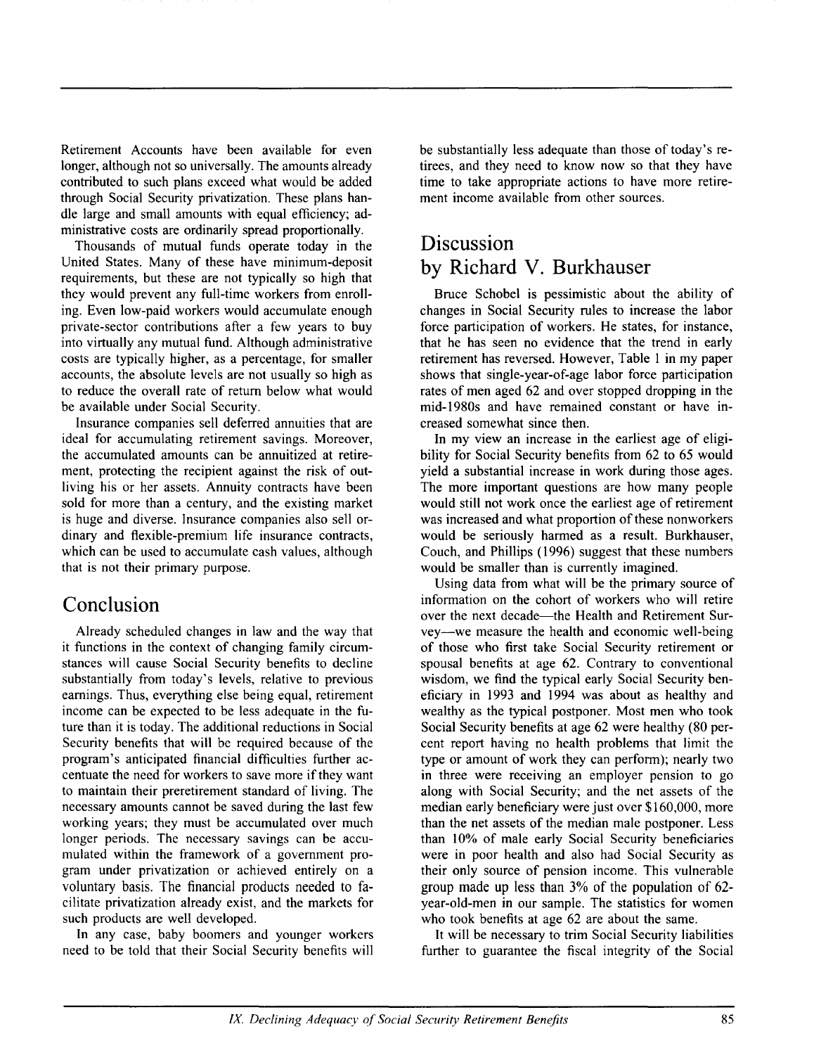Retirement Accounts have been available for even longer, although not so universally. The amounts already contributed to such plans exceed what would be added through Social Security privatization. These plans handle large and small amounts with equal efficiency; administrative costs are ordinarily spread proportionally.

Thousands of mutual funds operate today in the United States. Many of these have minimum-deposit requirements, but these are not typically so high that they would prevent any full-time workers from enrolling. Even low-paid workers would accumulate enough private-sector contributions after a few years to buy into virtually any mutual fund. Although administrative costs are typically higher, as a percentage, for smaller accounts, the absolute levels are not usually so high as to reduce the overall rate of return below what would be available under Social Security.

Insurance companies sell deferred annuities that are ideal for accumulating retirement savings. Moreover, the accumulated amounts can be annuitized at retirement, protecting the recipient against the risk of outliving his or her assets. Annuity contracts have been sold for more than a century, and the existing market is huge and diverse. Insurance companies also sell ordinary and flexible-premium life insurance contracts, which can be used to accumulate cash values, although that is not their primary purpose.

## Conclusion

Already scheduled changes in law and the way that it functions in the context of changing family circumstances will cause Social Security benefits to decline substantially from today's levels, relative to previous earnings. Thus, everything else being equal, retirement income can be expected to be less adequate in the future than it is today. The additional reductions in Social Security benefits that will be required because of the program's anticipated financial difficulties further accentuate the need for workers to save more if they want to maintain their preretirement standard of living. The necessary amounts cannot be saved during the last few working years; they must be accumulated over much longer periods. The necessary savings can be accumulated within the framework of a government program under privatization or achieved entirely on a voluntary basis. The financial products needed to facilitate privatization already exist, and the markets for such products are well developed.

In any case, baby boomers and younger workers need to be told that their Social Security benefits will be substantially less adequate than those of today's retirees, and they need to know now so that they have time to take appropriate actions to have more retirement income available from other sources.

## Discussion by Richard V. Burkhauser

Bruce Schobel is pessimistic about the ability of changes in Social Security rules to increase the labor force participation of workers. He states, for instance, that he has seen no evidence that the trend in early retirement has reversed. However, Table 1 in my paper shows that single-year-of-age labor force participation rates of men aged 62 and over stopped dropping in the mid-1980s and have remained constant or have increased somewhat since then.

In my view an increase in the earliest age of eligibility for Social Security benefits from 62 to 65 would yield a substantial increase in work during those ages. The more important questions are how many people would still not work once the earliest age of retirement was increased and what proportion of these nonworkers would be seriously harmed as a result. Burkhauser, Couch, and Phillips (1996) suggest that these numbers would be smaller than is currently imagined.

Using data from what will be the primary source of information on the cohort of workers who will retire over the next decade—the Health and Retirement Survey—we measure the health and economic well-being of those who first take Social Security retirement or spousal benefits at age 62. Contrary to conventional wisdom, we find the typical early Social Security beneficiary in 1993 and 1994 was about as healthy and wealthy as the typical postponer. Most men who took Social Security benefits at age 62 were healthy (80 percent report having no health problems that limit the type or amount of work they can perform); nearly two in three were receiving an employer pension to go along with Social Security; and the net assets of the median early beneficiary were just over $160,000, more than the net assets of the median male postponer. Less than 10% of male early Social Security beneficiaries were in poor health and also had Social Security as their only source of pension income. This vulnerable group made up less than 3% of the population of 62-year-old-men in our sample. The statistics for women who took benefits at age 62 are about the same.

It will be necessary to trim Social Security liabilities further to guarantee the fiscal integrity of the Social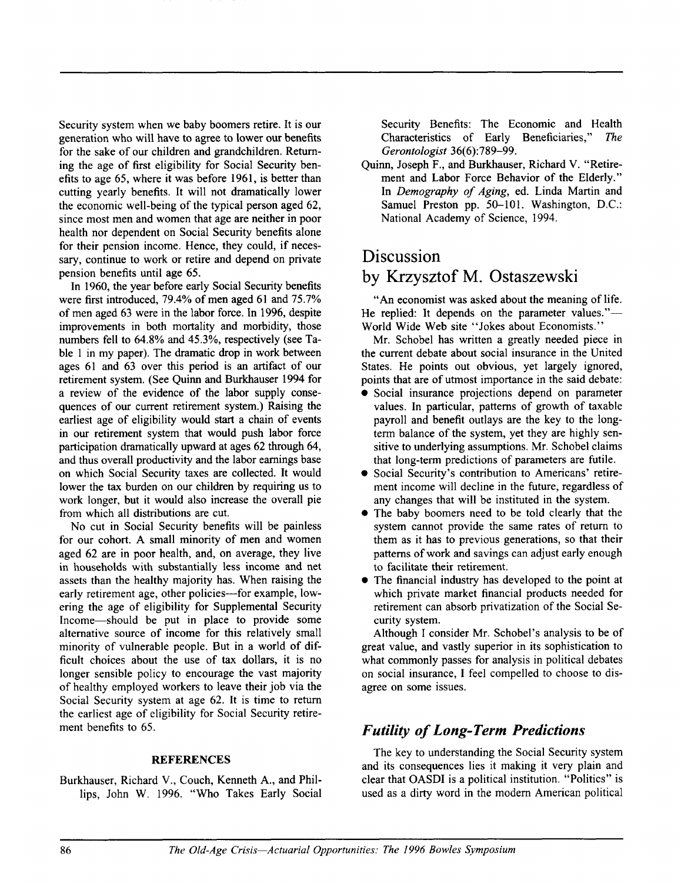Security system when we baby boomers retire. It is our generation who will have to agree to lower our benefits for the sake of our children and grandchildren. Returning the age of first eligibility for Social Security benefits to age 65, where it was before 1961, is better than cutting yearly benefits. It will not dramatically lower the economic well-being of the typical person aged 62, since most men and women that age are neither in poor health nor dependent on Social Security benefits alone for their pension income. Hence, they could, if necessary, continue to work or retire and depend on private pension benefits until age 65.

In 1960, the year before early Social Security benefits were first introduced, 79.4% of men aged 61 and 75.7% of men aged 63 were in the labor force. In 1996, despite improvements in both mortality and morbidity, those numbers fell to 64.8% and 45.3%, respectively (see Table 1 in my paper). The dramatic drop in work between ages 61 and 63 over this period is an artifact of our retirement system. (See Quinn and Burkhauser 1994 for a review of the evidence of the labor supply consequences of our current retirement system.) Raising the earliest age of eligibility would start a chain of events in our retirement system that would push labor force participation dramatically upward at ages 62 through 64, and thus overall productivity and the labor earnings base on which Social Security taxes are collected. It would lower the tax burden on our children by requiring us to work longer, but it would also increase the overall pie from which all distributions are cut.

No cut in Social Security benefits will be painless for our cohort. A small minority of men and women aged 62 are in poor health, and, on average, they live in households with substantially less income and net assets than the healthy majority has. When raising the early retirement age, other policies—for example, lowering the age of eligibility for Supplemental Security Income—should be put in place to provide some alternative source of income for this relatively small minority of vulnerable people. But in a world of difficult choices about the use of tax dollars, it is no longer sensible policy to encourage the vast majority of healthy employed workers to leave their job via the Social Security system at age 62. It is time to return the earliest age of eligibility for Social Security retirement benefits to 65.

### REFERENCES

Burkhauser, Richard V., Couch, Kenneth A., and Phillips, John W. 1996. "Who Takes Early Social Security Benefits: The Economic and Health Characteristics of Early Beneficiaries," *The Gerontologist* 36(6):789–99.

Quinn, Joseph F., and Burkhauser, Richard V. "Retirement and Labor Force Behavior of the Elderly." In *Demography of Aging*, ed. Linda Martin and Samuel Preston pp. 50–101. Washington, D.C.: National Academy of Science, 1994.

# Discussion by Krzysztof M. Ostaszewski

"An economist was asked about the meaning of life. He replied: It depends on the parameter values."—World Wide Web site "Jokes about Economists."

Mr. Schobel has written a greatly needed piece in the current debate about social insurance in the United States. He points out obvious, yet largely ignored, points that are of utmost importance in the said debate:

- Social insurance projections depend on parameter values. In particular, patterns of growth of taxable payroll and benefit outlays are the key to the long-term balance of the system, yet they are highly sensitive to underlying assumptions. Mr. Schobel claims that long-term predictions of parameters are futile.
- Social Security's contribution to Americans' retirement income will decline in the future, regardless of any changes that will be instituted in the system.
- The baby boomers need to be told clearly that the system cannot provide the same rates of return to them as it has to previous generations, so that their patterns of work and savings can adjust early enough to facilitate their retirement.
- The financial industry has developed to the point at which private market financial products needed for retirement can absorb privatization of the Social Security system.

Although I consider Mr. Schobel's analysis to be of great value, and vastly superior in its sophistication to what commonly passes for analysis in political debates on social insurance, I feel compelled to choose to disagree on some issues.

## *Futility of Long-Term Predictions*

The key to understanding the Social Security system and its consequences lies it making it very plain and clear that OASDI is a political institution. "Politics" is used as a dirty word in the modern American political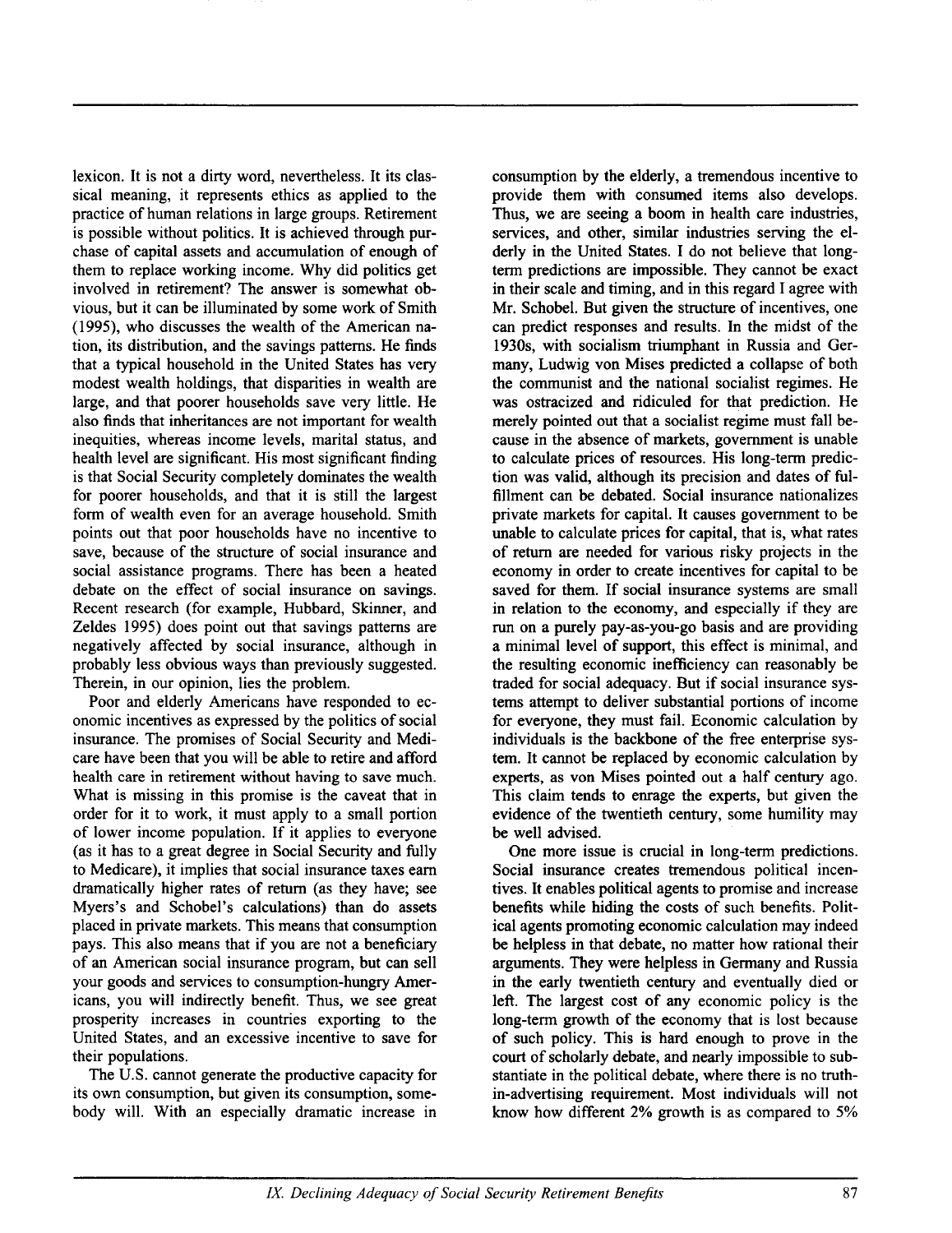lexicon. It is not a dirty word, nevertheless. It its classical meaning, it represents ethics as applied to the practice of human relations in large groups. Retirement is possible without politics. It is achieved through purchase of capital assets and accumulation of enough of them to replace working income. Why did politics get involved in retirement? The answer is somewhat obvious, but it can be illuminated by some work of Smith (1995), who discusses the wealth of the American nation, its distribution, and the savings patterns. He finds that a typical household in the United States has very modest wealth holdings, that disparities in wealth are large, and that poorer households save very little. He also finds that inheritances are not important for wealth inequities, whereas income levels, marital status, and health level are significant. His most significant finding is that Social Security completely dominates the wealth for poorer households, and that it is still the largest form of wealth even for an average household. Smith points out that poor households have no incentive to save, because of the structure of social insurance and social assistance programs. There has been a heated debate on the effect of social insurance on savings. Recent research (for example, Hubbard, Skinner, and Zeldes 1995) does point out that savings patterns are negatively affected by social insurance, although in probably less obvious ways than previously suggested. Therein, in our opinion, lies the problem.

Poor and elderly Americans have responded to economic incentives as expressed by the politics of social insurance. The promises of Social Security and Medicare have been that you will be able to retire and afford health care in retirement without having to save much. What is missing in this promise is the caveat that in order for it to work, it must apply to a small portion of lower income population. If it applies to everyone (as it has to a great degree in Social Security and fully to Medicare), it implies that social insurance taxes earn dramatically higher rates of return (as they have; see Myers's and Schobel's calculations) than do assets placed in private markets. This means that consumption pays. This also means that if you are not a beneficiary of an American social insurance program, but can sell your goods and services to consumption-hungry Americans, you will indirectly benefit. Thus, we see great prosperity increases in countries exporting to the United States, and an excessive incentive to save for their populations.

The U.S. cannot generate the productive capacity for its own consumption, but given its consumption, somebody will. With an especially dramatic increase in consumption by the elderly, a tremendous incentive to provide them with consumed items also develops. Thus, we are seeing a boom in health care industries, services, and other, similar industries serving the elderly in the United States. I do not believe that long-term predictions are impossible. They cannot be exact in their scale and timing, and in this regard I agree with Mr. Schobel. But given the structure of incentives, one can predict responses and results. In the midst of the 1930s, with socialism triumphant in Russia and Germany, Ludwig von Mises predicted a collapse of both the communist and the national socialist regimes. He was ostracized and ridiculed for that prediction. He merely pointed out that a socialist regime must fall because in the absence of markets, government is unable to calculate prices of resources. His long-term prediction was valid, although its precision and dates of fulfillment can be debated. Social insurance nationalizes private markets for capital. It causes government to be unable to calculate prices for capital, that is, what rates of return are needed for various risky projects in the economy in order to create incentives for capital to be saved for them. If social insurance systems are small in relation to the economy, and especially if they are run on a purely pay-as-you-go basis and are providing a minimal level of support, this effect is minimal, and the resulting economic inefficiency can reasonably be traded for social adequacy. But if social insurance systems attempt to deliver substantial portions of income for everyone, they must fail. Economic calculation by individuals is the backbone of the free enterprise system. It cannot be replaced by economic calculation by experts, as von Mises pointed out a half century ago. This claim tends to enrage the experts, but given the evidence of the twentieth century, some humility may be well advised.

One more issue is crucial in long-term predictions. Social insurance creates tremendous political incentives. It enables political agents to promise and increase benefits while hiding the costs of such benefits. Political agents promoting economic calculation may indeed be helpless in that debate, no matter how rational their arguments. They were helpless in Germany and Russia in the early twentieth century and eventually died or left. The largest cost of any economic policy is the long-term growth of the economy that is lost because of such policy. This is hard enough to prove in the court of scholarly debate, and nearly impossible to substantiate in the political debate, where there is no truth-in-advertising requirement. Most individuals will not know how different 2% growth is as compared to 5%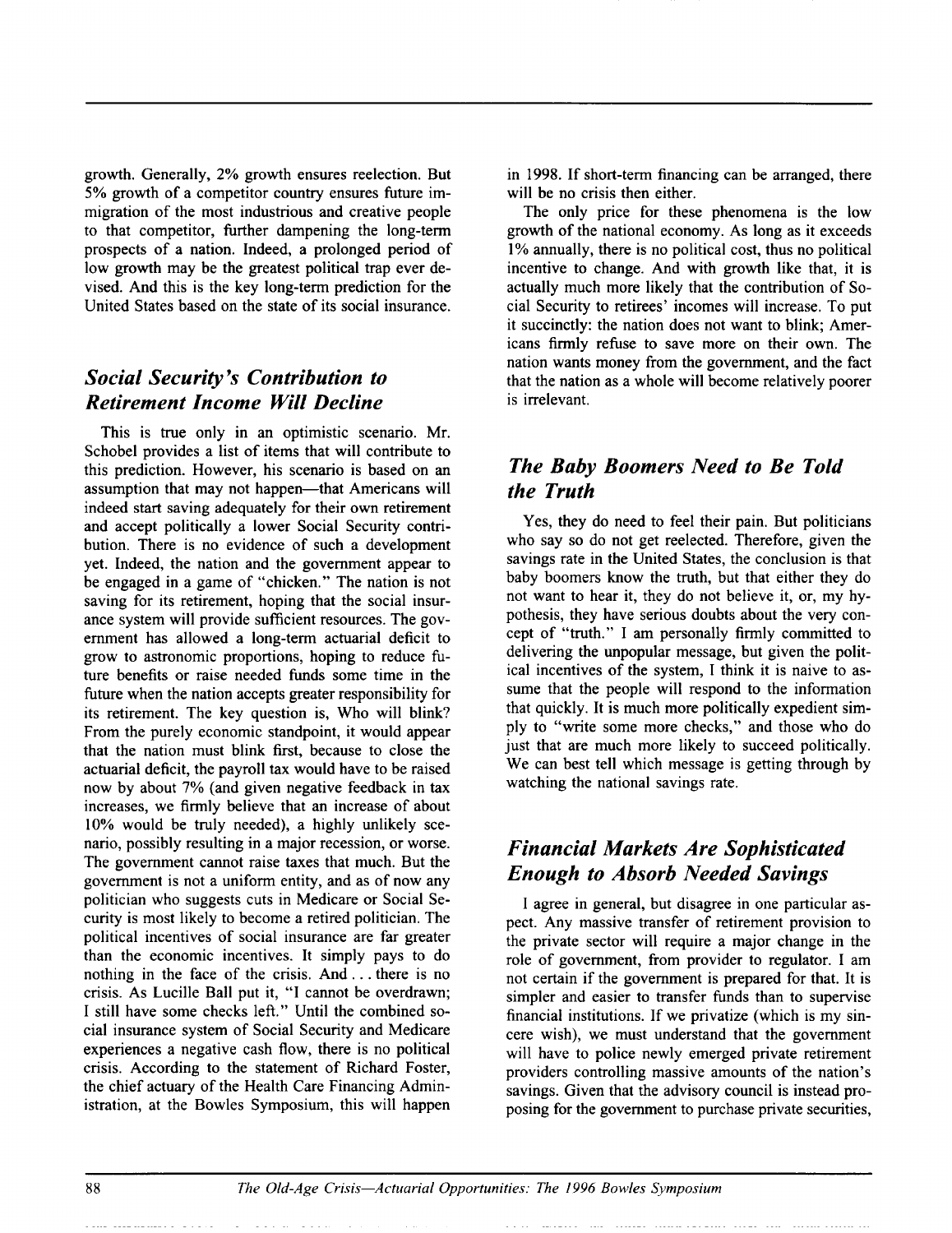growth. Generally, 2% growth ensures reelection. But 5% growth of a competitor country ensures future immigration of the most industrious and creative people to that competitor, further dampening the long-term prospects of a nation. Indeed, a prolonged period of low growth may be the greatest political trap ever devised. And this is the key long-term prediction for the United States based on the state of its social insurance.

## *Social Security's Contribution to Retirement Income Will Decline*

This is true only in an optimistic scenario. Mr. Schobel provides a list of items that will contribute to this prediction. However, his scenario is based on an assumption that may not happen—that Americans will indeed start saving adequately for their own retirement and accept politically a lower Social Security contribution. There is no evidence of such a development yet. Indeed, the nation and the government appear to be engaged in a game of "chicken." The nation is not saving for its retirement, hoping that the social insurance system will provide sufficient resources. The government has allowed a long-term actuarial deficit to grow to astronomic proportions, hoping to reduce future benefits or raise needed funds some time in the future when the nation accepts greater responsibility for its retirement. The key question is, Who will blink? From the purely economic standpoint, it would appear that the nation must blink first, because to close the actuarial deficit, the payroll tax would have to be raised now by about 7% (and given negative feedback in tax increases, we firmly believe that an increase of about 10% would be truly needed), a highly unlikely scenario, possibly resulting in a major recession, or worse. The government cannot raise taxes that much. But the government is not a uniform entity, and as of now any politician who suggests cuts in Medicare or Social Security is most likely to become a retired politician. The political incentives of social insurance are far greater than the economic incentives. It simply pays to do nothing in the face of the crisis. And . . . there is no crisis. As Lucille Ball put it, "I cannot be overdrawn; I still have some checks left." Until the combined social insurance system of Social Security and Medicare experiences a negative cash flow, there is no political crisis. According to the statement of Richard Foster, the chief actuary of the Health Care Financing Administration, at the Bowles Symposium, this will happen in 1998. If short-term financing can be arranged, there will be no crisis then either.

The only price for these phenomena is the low growth of the national economy. As long as it exceeds 1% annually, there is no political cost, thus no political incentive to change. And with growth like that, it is actually much more likely that the contribution of Social Security to retirees' incomes will increase. To put it succinctly: the nation does not want to blink; Americans firmly refuse to save more on their own. The nation wants money from the government, and the fact that the nation as a whole will become relatively poorer is irrelevant.

## *The Baby Boomers Need to Be Told the Truth*

Yes, they do need to feel their pain. But politicians who say so do not get reelected. Therefore, given the savings rate in the United States, the conclusion is that baby boomers know the truth, but that either they do not want to hear it, they do not believe it, or, my hypothesis, they have serious doubts about the very concept of "truth." I am personally firmly committed to delivering the unpopular message, but given the political incentives of the system, I think it is naive to assume that the people will respond to the information that quickly. It is much more politically expedient simply to "write some more checks," and those who do just that are much more likely to succeed politically. We can best tell which message is getting through by watching the national savings rate.

## *Financial Markets Are Sophisticated Enough to Absorb Needed Savings*

I agree in general, but disagree in one particular aspect. Any massive transfer of retirement provision to the private sector will require a major change in the role of government, from provider to regulator. I am not certain if the government is prepared for that. It is simpler and easier to transfer funds than to supervise financial institutions. If we privatize (which is my sincere wish), we must understand that the government will have to police newly emerged private retirement providers controlling massive amounts of the nation's savings. Given that the advisory council is instead proposing for the government to purchase private securities,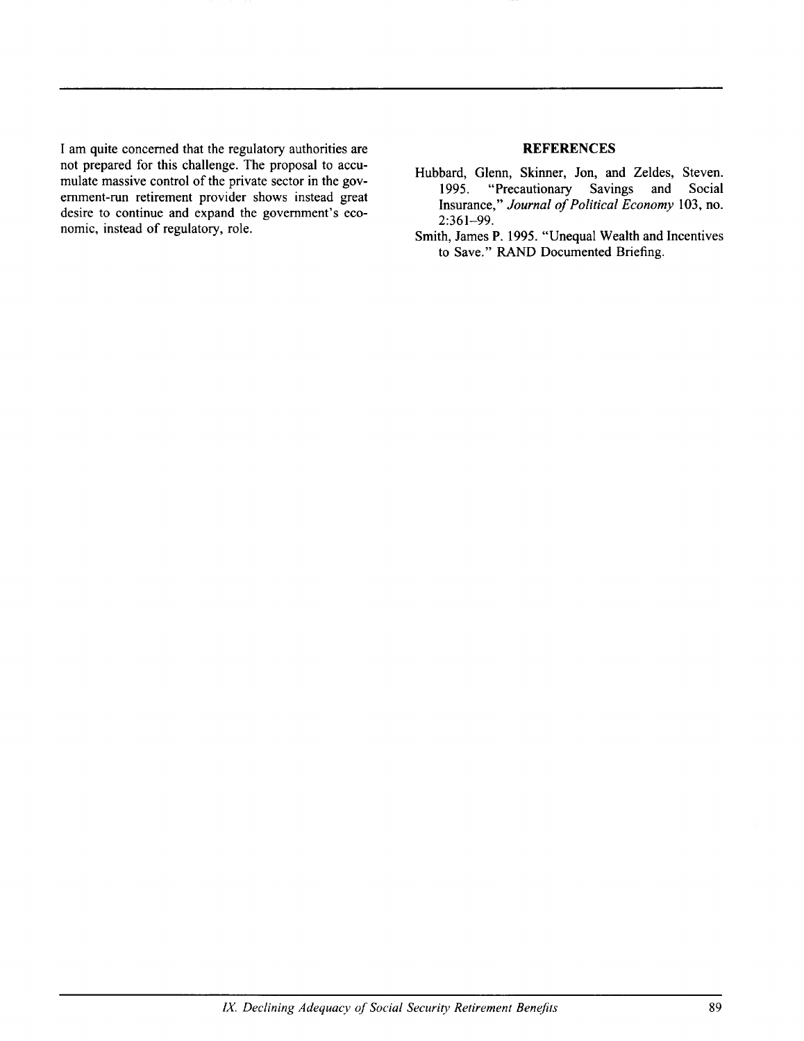I am quite concerned that the regulatory authorities are not prepared for this challenge. The proposal to accumulate massive control of the private sector in the government-run retirement provider shows instead great desire to continue and expand the government's economic, instead of regulatory, role.

## REFERENCES

Hubbard, Glenn, Skinner, Jon, and Zeldes, Steven. 1995. "Precautionary Savings and Social Insurance," *Journal of Political Economy* 103, no. 2:361–99.

Smith, James P. 1995. "Unequal Wealth and Incentives to Save." RAND Documented Briefing.